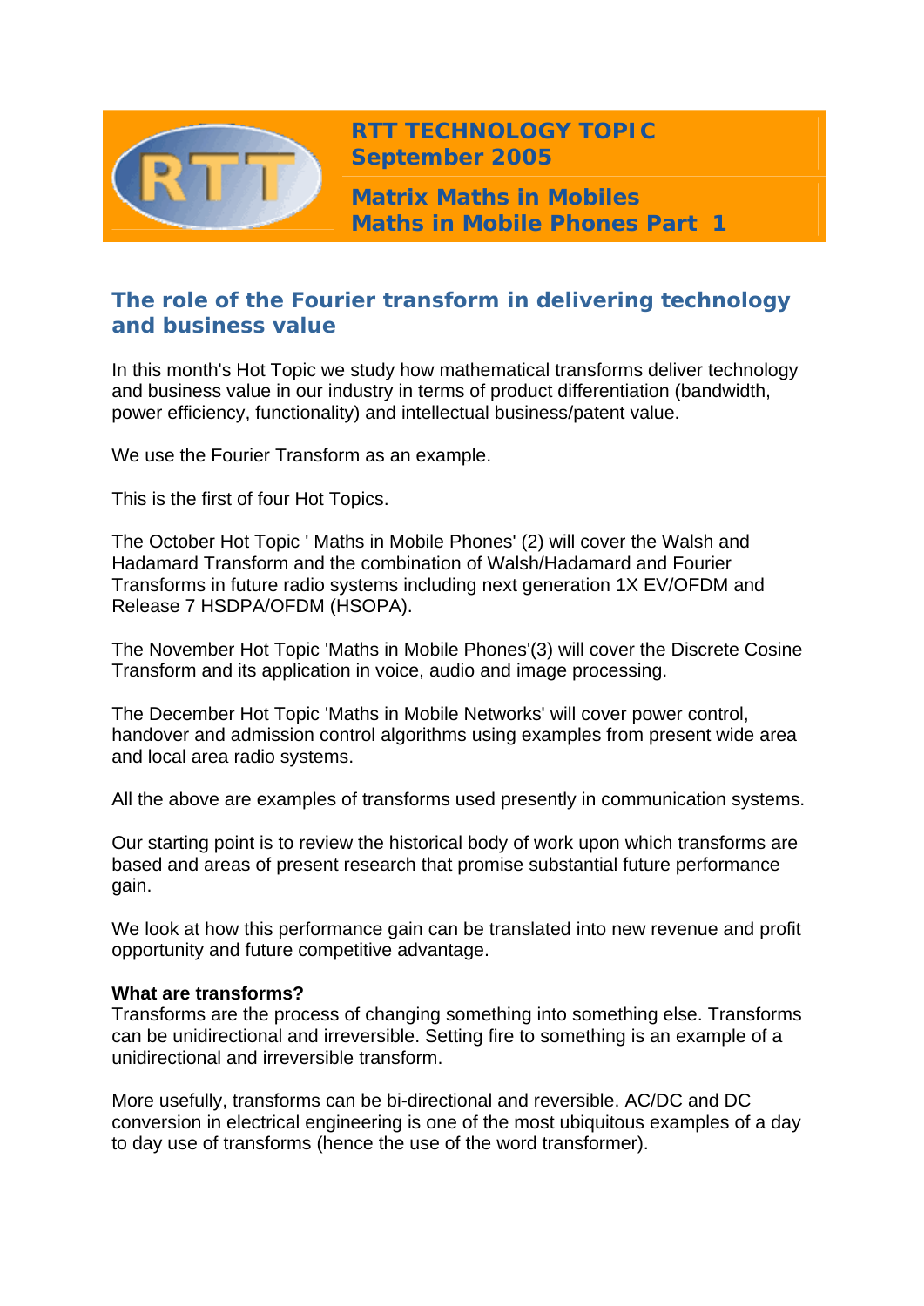**RTT TECHNOLOGY TOPIC**
**September 2005**

**Matrix Maths in Mobiles**
**Maths in Mobile Phones Part 1**

## The role of the Fourier transform in delivering technology and business value

In this month's Hot Topic we study how mathematical transforms deliver technology and business value in our industry in terms of product differentiation (bandwidth, power efficiency, functionality) and intellectual business/patent value.

We use the Fourier Transform as an example.

This is the first of four Hot Topics.

The October Hot Topic ' Maths in Mobile Phones' (2) will cover the Walsh and Hadamard Transform and the combination of Walsh/Hadamard and Fourier Transforms in future radio systems including next generation 1X EV/OFDM and Release 7 HSDPA/OFDM (HSOPA).

The November Hot Topic 'Maths in Mobile Phones'(3) will cover the Discrete Cosine Transform and its application in voice, audio and image processing.

The December Hot Topic 'Maths in Mobile Networks' will cover power control, handover and admission control algorithms using examples from present wide area and local area radio systems.

All the above are examples of transforms used presently in communication systems.

Our starting point is to review the historical body of work upon which transforms are based and areas of present research that promise substantial future performance gain.

We look at how this performance gain can be translated into new revenue and profit opportunity and future competitive advantage.

**What are transforms?**
Transforms are the process of changing something into something else. Transforms can be unidirectional and irreversible. Setting fire to something is an example of a unidirectional and irreversible transform.

More usefully, transforms can be bi-directional and reversible. AC/DC and DC conversion in electrical engineering is one of the most ubiquitous examples of a day to day use of transforms (hence the use of the word transformer).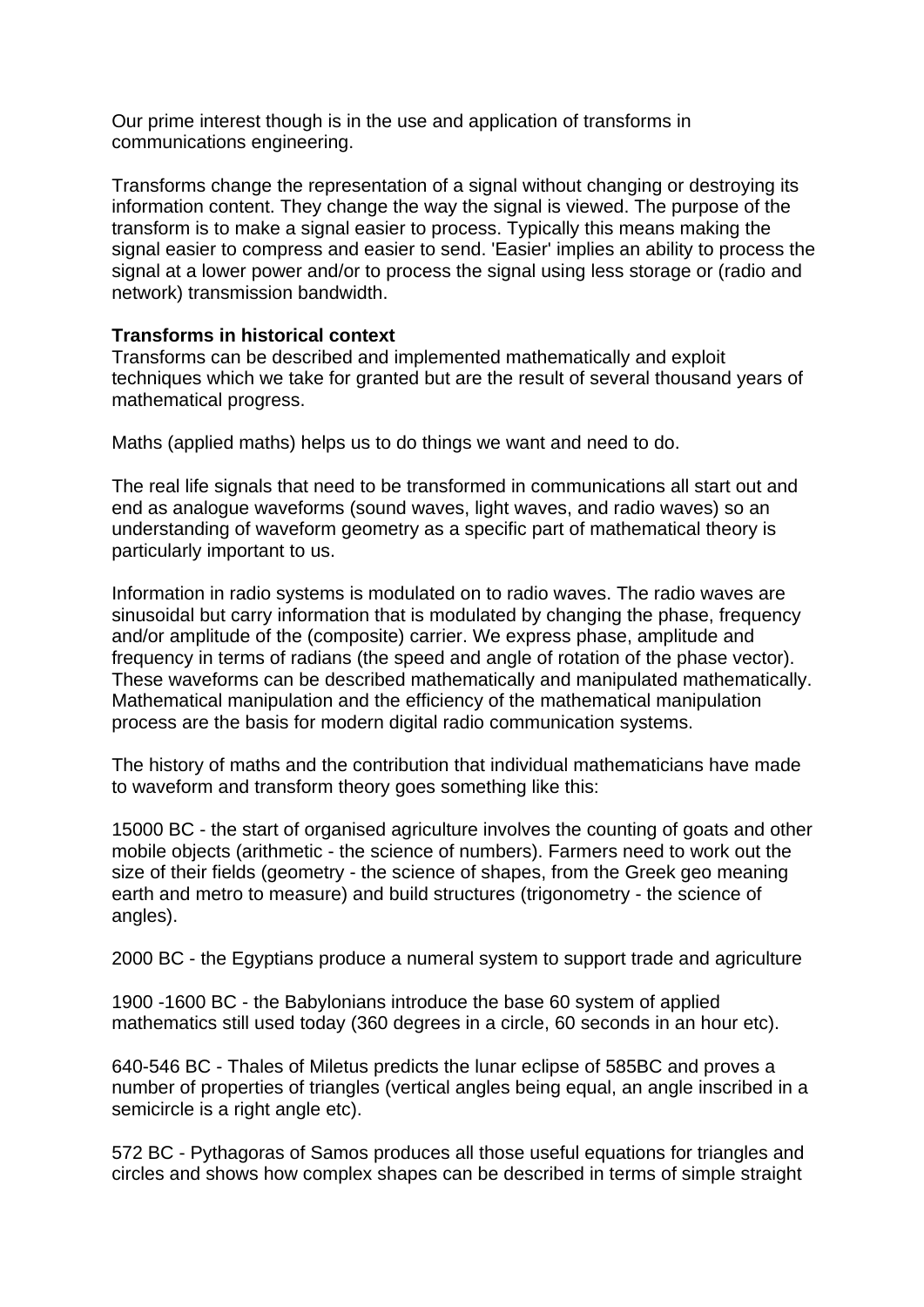Our prime interest though is in the use and application of transforms in communications engineering.

Transforms change the representation of a signal without changing or destroying its information content. They change the way the signal is viewed. The purpose of the transform is to make a signal easier to process. Typically this means making the signal easier to compress and easier to send. 'Easier' implies an ability to process the signal at a lower power and/or to process the signal using less storage or (radio and network) transmission bandwidth.

**Transforms in historical context**

Transforms can be described and implemented mathematically and exploit techniques which we take for granted but are the result of several thousand years of mathematical progress.

Maths (applied maths) helps us to do things we want and need to do.

The real life signals that need to be transformed in communications all start out and end as analogue waveforms (sound waves, light waves, and radio waves) so an understanding of waveform geometry as a specific part of mathematical theory is particularly important to us.

Information in radio systems is modulated on to radio waves. The radio waves are sinusoidal but carry information that is modulated by changing the phase, frequency and/or amplitude of the (composite) carrier. We express phase, amplitude and frequency in terms of radians (the speed and angle of rotation of the phase vector). These waveforms can be described mathematically and manipulated mathematically. Mathematical manipulation and the efficiency of the mathematical manipulation process are the basis for modern digital radio communication systems.

The history of maths and the contribution that individual mathematicians have made to waveform and transform theory goes something like this:

15000 BC - the start of organised agriculture involves the counting of goats and other mobile objects (arithmetic - the science of numbers). Farmers need to work out the size of their fields (geometry - the science of shapes, from the Greek geo meaning earth and metro to measure) and build structures (trigonometry - the science of angles).

2000 BC - the Egyptians produce a numeral system to support trade and agriculture

1900 -1600 BC - the Babylonians introduce the base 60 system of applied mathematics still used today (360 degrees in a circle, 60 seconds in an hour etc).

640-546 BC - Thales of Miletus predicts the lunar eclipse of 585BC and proves a number of properties of triangles (vertical angles being equal, an angle inscribed in a semicircle is a right angle etc).

572 BC - Pythagoras of Samos produces all those useful equations for triangles and circles and shows how complex shapes can be described in terms of simple straight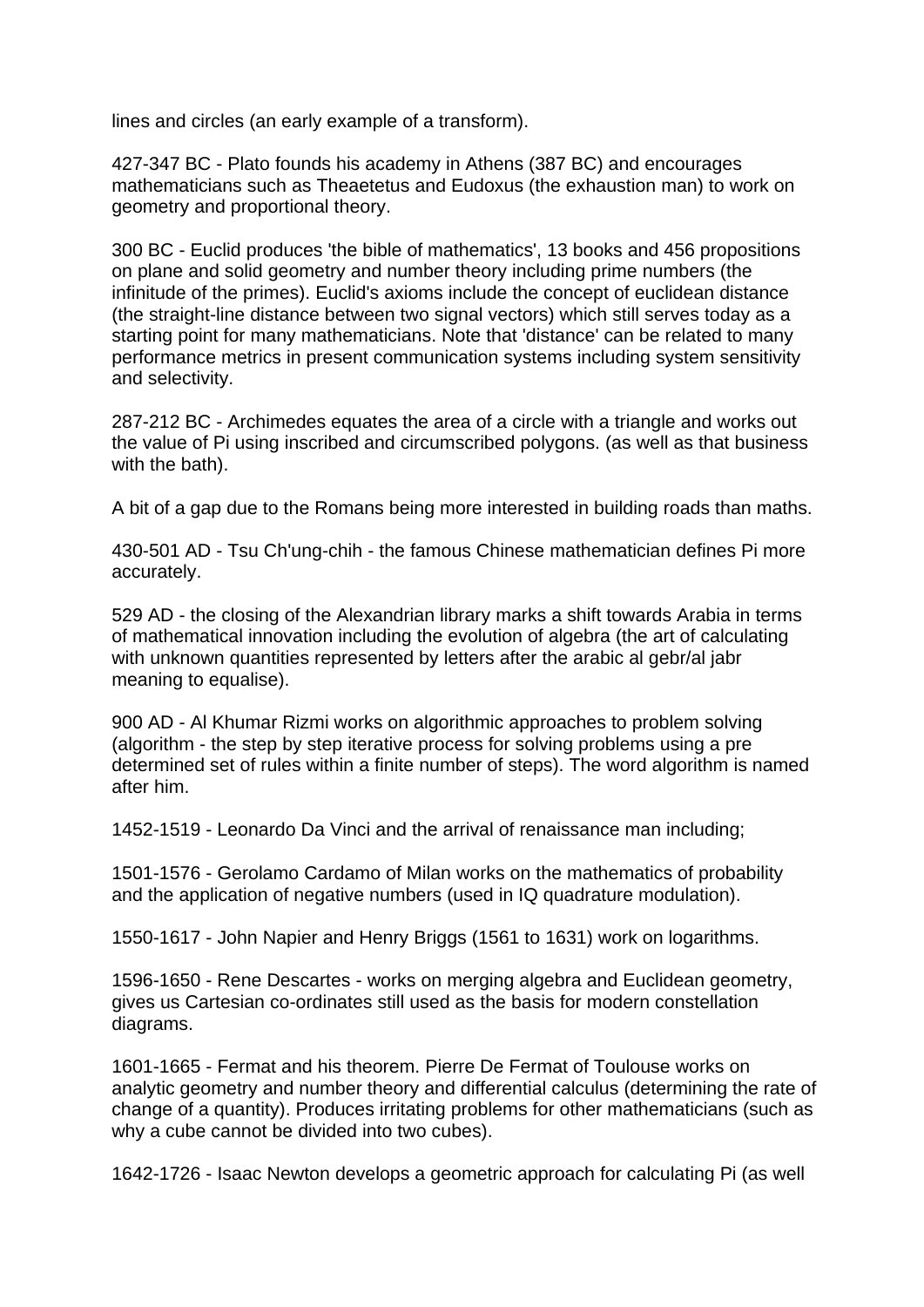lines and circles (an early example of a transform).

427-347 BC - Plato founds his academy in Athens (387 BC) and encourages mathematicians such as Theaetetus and Eudoxus (the exhaustion man) to work on geometry and proportional theory.

300 BC - Euclid produces 'the bible of mathematics', 13 books and 456 propositions on plane and solid geometry and number theory including prime numbers (the infinitude of the primes). Euclid's axioms include the concept of euclidean distance (the straight-line distance between two signal vectors) which still serves today as a starting point for many mathematicians. Note that 'distance' can be related to many performance metrics in present communication systems including system sensitivity and selectivity.

287-212 BC - Archimedes equates the area of a circle with a triangle and works out the value of Pi using inscribed and circumscribed polygons. (as well as that business with the bath).

A bit of a gap due to the Romans being more interested in building roads than maths.

430-501 AD - Tsu Ch'ung-chih - the famous Chinese mathematician defines Pi more accurately.

529 AD - the closing of the Alexandrian library marks a shift towards Arabia in terms of mathematical innovation including the evolution of algebra (the art of calculating with unknown quantities represented by letters after the arabic al gebr/al jabr meaning to equalise).

900 AD - Al Khumar Rizmi works on algorithmic approaches to problem solving (algorithm - the step by step iterative process for solving problems using a pre determined set of rules within a finite number of steps). The word algorithm is named after him.

1452-1519 - Leonardo Da Vinci and the arrival of renaissance man including;

1501-1576 - Gerolamo Cardamo of Milan works on the mathematics of probability and the application of negative numbers (used in IQ quadrature modulation).

1550-1617 - John Napier and Henry Briggs (1561 to 1631) work on logarithms.

1596-1650 - Rene Descartes - works on merging algebra and Euclidean geometry, gives us Cartesian co-ordinates still used as the basis for modern constellation diagrams.

1601-1665 - Fermat and his theorem. Pierre De Fermat of Toulouse works on analytic geometry and number theory and differential calculus (determining the rate of change of a quantity). Produces irritating problems for other mathematicians (such as why a cube cannot be divided into two cubes).

1642-1726 - Isaac Newton develops a geometric approach for calculating Pi (as well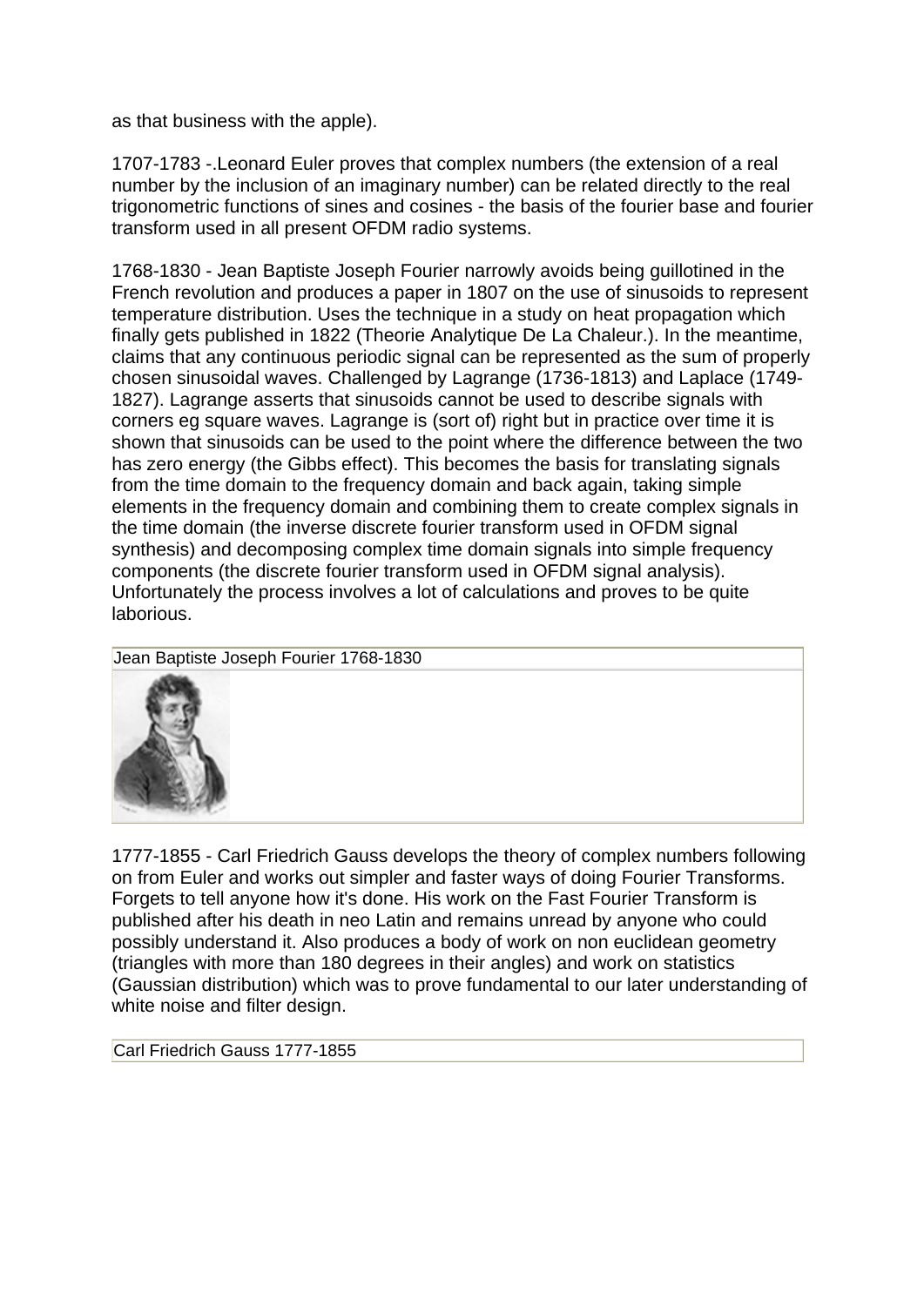as that business with the apple).

1707-1783 -.Leonard Euler proves that complex numbers (the extension of a real number by the inclusion of an imaginary number) can be related directly to the real trigonometric functions of sines and cosines - the basis of the fourier base and fourier transform used in all present OFDM radio systems.

1768-1830 - Jean Baptiste Joseph Fourier narrowly avoids being guillotined in the French revolution and produces a paper in 1807 on the use of sinusoids to represent temperature distribution. Uses the technique in a study on heat propagation which finally gets published in 1822 (Theorie Analytique De La Chaleur.). In the meantime, claims that any continuous periodic signal can be represented as the sum of properly chosen sinusoidal waves. Challenged by Lagrange (1736-1813) and Laplace (1749-1827). Lagrange asserts that sinusoids cannot be used to describe signals with corners eg square waves. Lagrange is (sort of) right but in practice over time it is shown that sinusoids can be used to the point where the difference between the two has zero energy (the Gibbs effect). This becomes the basis for translating signals from the time domain to the frequency domain and back again, taking simple elements in the frequency domain and combining them to create complex signals in the time domain (the inverse discrete fourier transform used in OFDM signal synthesis) and decomposing complex time domain signals into simple frequency components (the discrete fourier transform used in OFDM signal analysis). Unfortunately the process involves a lot of calculations and proves to be quite laborious.

Jean Baptiste Joseph Fourier 1768-1830

1777-1855 - Carl Friedrich Gauss develops the theory of complex numbers following on from Euler and works out simpler and faster ways of doing Fourier Transforms. Forgets to tell anyone how it's done. His work on the Fast Fourier Transform is published after his death in neo Latin and remains unread by anyone who could possibly understand it. Also produces a body of work on non euclidean geometry (triangles with more than 180 degrees in their angles) and work on statistics (Gaussian distribution) which was to prove fundamental to our later understanding of white noise and filter design.

Carl Friedrich Gauss 1777-1855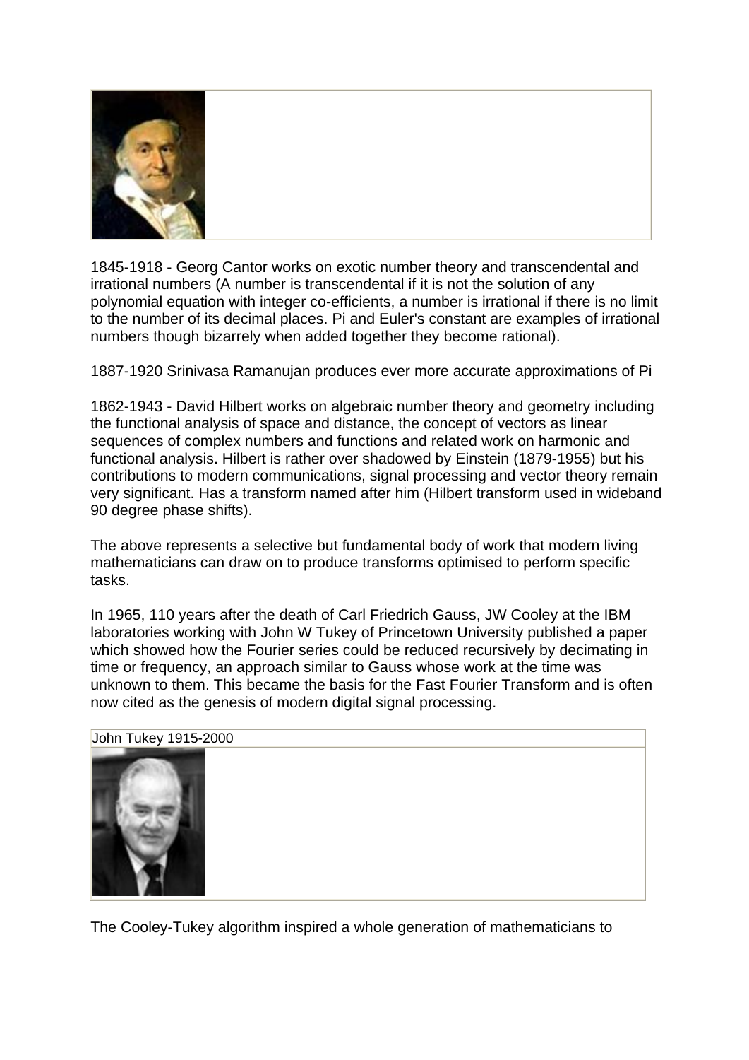1845-1918 - Georg Cantor works on exotic number theory and transcendental and irrational numbers (A number is transcendental if it is not the solution of any polynomial equation with integer co-efficients, a number is irrational if there is no limit to the number of its decimal places. Pi and Euler's constant are examples of irrational numbers though bizarrely when added together they become rational).

1887-1920 Srinivasa Ramanujan produces ever more accurate approximations of Pi

1862-1943 - David Hilbert works on algebraic number theory and geometry including the functional analysis of space and distance, the concept of vectors as linear sequences of complex numbers and functions and related work on harmonic and functional analysis. Hilbert is rather over shadowed by Einstein (1879-1955) but his contributions to modern communications, signal processing and vector theory remain very significant. Has a transform named after him (Hilbert transform used in wideband 90 degree phase shifts).

The above represents a selective but fundamental body of work that modern living mathematicians can draw on to produce transforms optimised to perform specific tasks.

In 1965, 110 years after the death of Carl Friedrich Gauss, JW Cooley at the IBM laboratories working with John W Tukey of Princetown University published a paper which showed how the Fourier series could be reduced recursively by decimating in time or frequency, an approach similar to Gauss whose work at the time was unknown to them. This became the basis for the Fast Fourier Transform and is often now cited as the genesis of modern digital signal processing.

John Tukey 1915-2000

The Cooley-Tukey algorithm inspired a whole generation of mathematicians to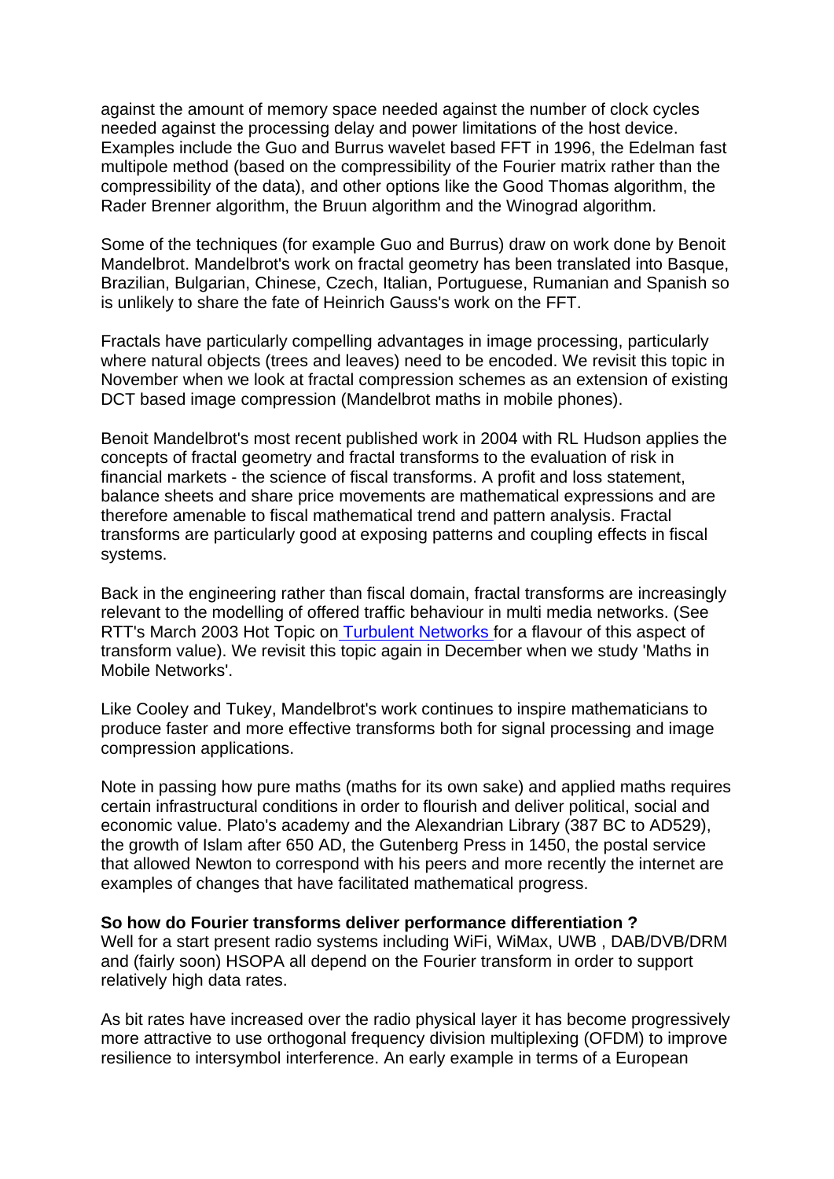against the amount of memory space needed against the number of clock cycles needed against the processing delay and power limitations of the host device. Examples include the Guo and Burrus wavelet based FFT in 1996, the Edelman fast multipole method (based on the compressibility of the Fourier matrix rather than the compressibility of the data), and other options like the Good Thomas algorithm, the Rader Brenner algorithm, the Bruun algorithm and the Winograd algorithm.

Some of the techniques (for example Guo and Burrus) draw on work done by Benoit Mandelbrot. Mandelbrot's work on fractal geometry has been translated into Basque, Brazilian, Bulgarian, Chinese, Czech, Italian, Portuguese, Rumanian and Spanish so is unlikely to share the fate of Heinrich Gauss's work on the FFT.

Fractals have particularly compelling advantages in image processing, particularly where natural objects (trees and leaves) need to be encoded. We revisit this topic in November when we look at fractal compression schemes as an extension of existing DCT based image compression (Mandelbrot maths in mobile phones).

Benoit Mandelbrot's most recent published work in 2004 with RL Hudson applies the concepts of fractal geometry and fractal transforms to the evaluation of risk in financial markets - the science of fiscal transforms. A profit and loss statement, balance sheets and share price movements are mathematical expressions and are therefore amenable to fiscal mathematical trend and pattern analysis. Fractal transforms are particularly good at exposing patterns and coupling effects in fiscal systems.

Back in the engineering rather than fiscal domain, fractal transforms are increasingly relevant to the modelling of offered traffic behaviour in multi media networks. (See RTT's March 2003 Hot Topic on Turbulent Networks for a flavour of this aspect of transform value). We revisit this topic again in December when we study 'Maths in Mobile Networks'.

Like Cooley and Tukey, Mandelbrot's work continues to inspire mathematicians to produce faster and more effective transforms both for signal processing and image compression applications.

Note in passing how pure maths (maths for its own sake) and applied maths requires certain infrastructural conditions in order to flourish and deliver political, social and economic value. Plato's academy and the Alexandrian Library (387 BC to AD529), the growth of Islam after 650 AD, the Gutenberg Press in 1450, the postal service that allowed Newton to correspond with his peers and more recently the internet are examples of changes that have facilitated mathematical progress.

**So how do Fourier transforms deliver performance differentiation ?**
Well for a start present radio systems including WiFi, WiMax, UWB , DAB/DVB/DRM and (fairly soon) HSOPA all depend on the Fourier transform in order to support relatively high data rates.

As bit rates have increased over the radio physical layer it has become progressively more attractive to use orthogonal frequency division multiplexing (OFDM) to improve resilience to intersymbol interference. An early example in terms of a European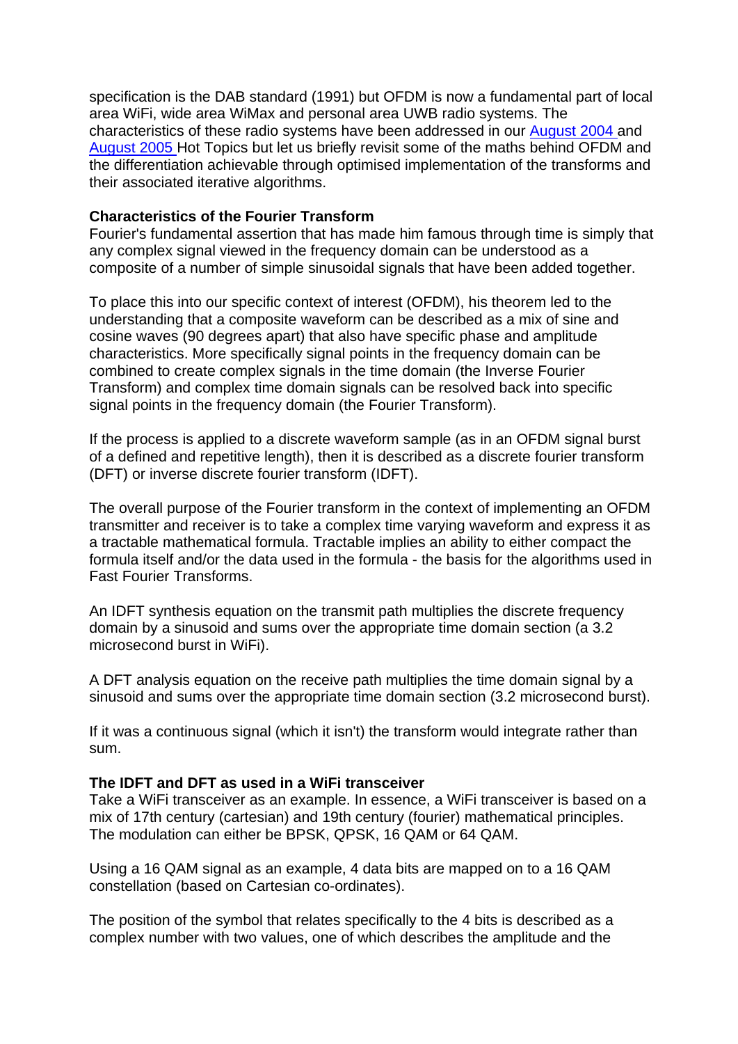specification is the DAB standard (1991) but OFDM is now a fundamental part of local area WiFi, wide area WiMax and personal area UWB radio systems. The characteristics of these radio systems have been addressed in our August 2004 and August 2005 Hot Topics but let us briefly revisit some of the maths behind OFDM and the differentiation achievable through optimised implementation of the transforms and their associated iterative algorithms.

**Characteristics of the Fourier Transform**

Fourier's fundamental assertion that has made him famous through time is simply that any complex signal viewed in the frequency domain can be understood as a composite of a number of simple sinusoidal signals that have been added together.

To place this into our specific context of interest (OFDM), his theorem led to the understanding that a composite waveform can be described as a mix of sine and cosine waves (90 degrees apart) that also have specific phase and amplitude characteristics. More specifically signal points in the frequency domain can be combined to create complex signals in the time domain (the Inverse Fourier Transform) and complex time domain signals can be resolved back into specific signal points in the frequency domain (the Fourier Transform).

If the process is applied to a discrete waveform sample (as in an OFDM signal burst of a defined and repetitive length), then it is described as a discrete fourier transform (DFT) or inverse discrete fourier transform (IDFT).

The overall purpose of the Fourier transform in the context of implementing an OFDM transmitter and receiver is to take a complex time varying waveform and express it as a tractable mathematical formula. Tractable implies an ability to either compact the formula itself and/or the data used in the formula - the basis for the algorithms used in Fast Fourier Transforms.

An IDFT synthesis equation on the transmit path multiplies the discrete frequency domain by a sinusoid and sums over the appropriate time domain section (a 3.2 microsecond burst in WiFi).

A DFT analysis equation on the receive path multiplies the time domain signal by a sinusoid and sums over the appropriate time domain section (3.2 microsecond burst).

If it was a continuous signal (which it isn't) the transform would integrate rather than sum.

**The IDFT and DFT as used in a WiFi transceiver**

Take a WiFi transceiver as an example. In essence, a WiFi transceiver is based on a mix of 17th century (cartesian) and 19th century (fourier) mathematical principles. The modulation can either be BPSK, QPSK, 16 QAM or 64 QAM.

Using a 16 QAM signal as an example, 4 data bits are mapped on to a 16 QAM constellation (based on Cartesian co-ordinates).

The position of the symbol that relates specifically to the 4 bits is described as a complex number with two values, one of which describes the amplitude and the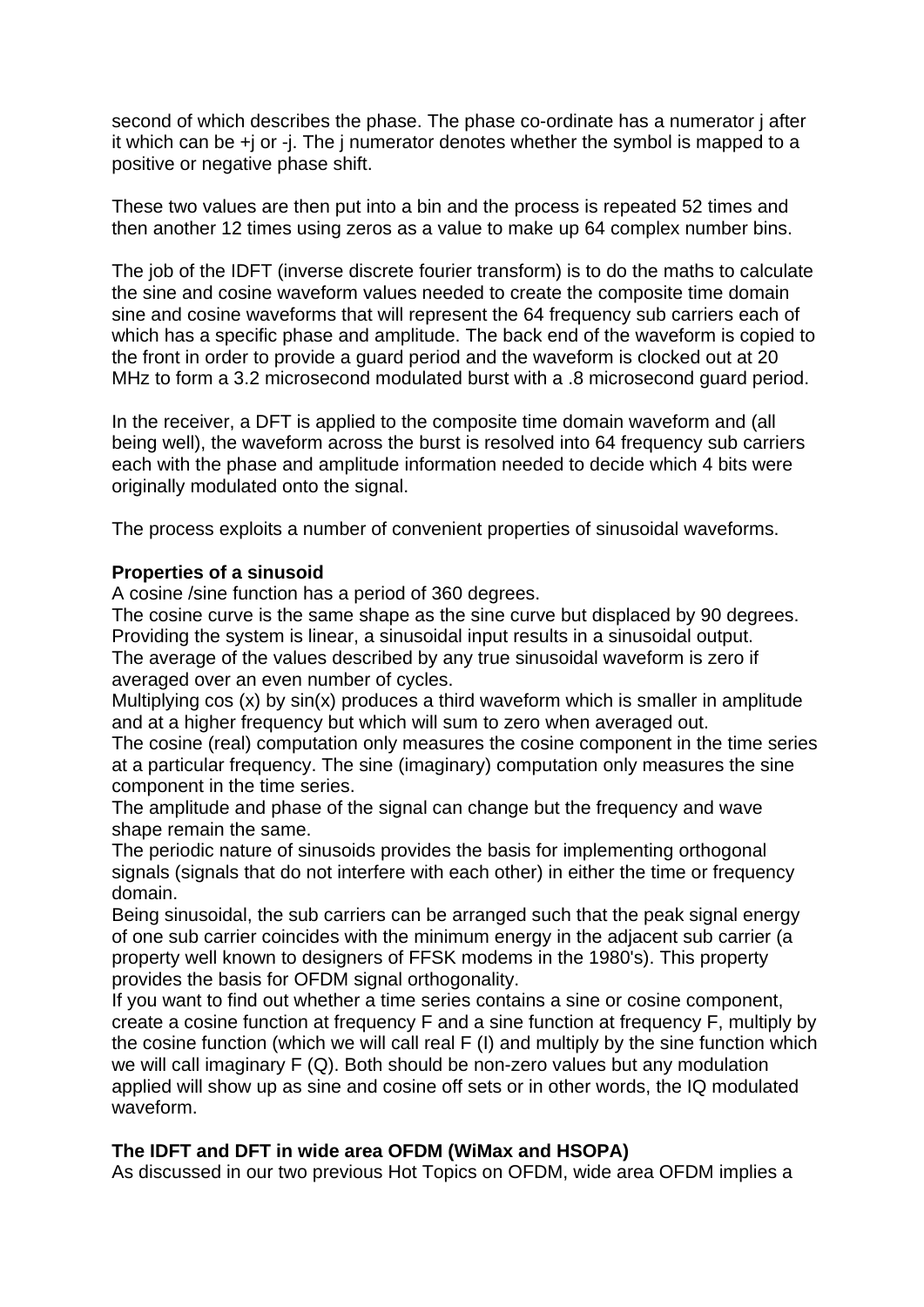second of which describes the phase. The phase co-ordinate has a numerator j after it which can be +j or -j. The j numerator denotes whether the symbol is mapped to a positive or negative phase shift.

These two values are then put into a bin and the process is repeated 52 times and then another 12 times using zeros as a value to make up 64 complex number bins.

The job of the IDFT (inverse discrete fourier transform) is to do the maths to calculate the sine and cosine waveform values needed to create the composite time domain sine and cosine waveforms that will represent the 64 frequency sub carriers each of which has a specific phase and amplitude. The back end of the waveform is copied to the front in order to provide a guard period and the waveform is clocked out at 20 MHz to form a 3.2 microsecond modulated burst with a .8 microsecond guard period.

In the receiver, a DFT is applied to the composite time domain waveform and (all being well), the waveform across the burst is resolved into 64 frequency sub carriers each with the phase and amplitude information needed to decide which 4 bits were originally modulated onto the signal.

The process exploits a number of convenient properties of sinusoidal waveforms.

**Properties of a sinusoid**

A cosine /sine function has a period of 360 degrees.
The cosine curve is the same shape as the sine curve but displaced by 90 degrees.
Providing the system is linear, a sinusoidal input results in a sinusoidal output.
The average of the values described by any true sinusoidal waveform is zero if averaged over an even number of cycles.
Multiplying cos (x) by sin(x) produces a third waveform which is smaller in amplitude and at a higher frequency but which will sum to zero when averaged out.
The cosine (real) computation only measures the cosine component in the time series at a particular frequency. The sine (imaginary) computation only measures the sine component in the time series.
The amplitude and phase of the signal can change but the frequency and wave shape remain the same.
The periodic nature of sinusoids provides the basis for implementing orthogonal signals (signals that do not interfere with each other) in either the time or frequency domain.
Being sinusoidal, the sub carriers can be arranged such that the peak signal energy of one sub carrier coincides with the minimum energy in the adjacent sub carrier (a property well known to designers of FFSK modems in the 1980's). This property provides the basis for OFDM signal orthogonality.
If you want to find out whether a time series contains a sine or cosine component, create a cosine function at frequency F and a sine function at frequency F, multiply by the cosine function (which we will call real F (I) and multiply by the sine function which we will call imaginary F (Q). Both should be non-zero values but any modulation applied will show up as sine and cosine off sets or in other words, the IQ modulated waveform.

**The IDFT and DFT in wide area OFDM (WiMax and HSOPA)**

As discussed in our two previous Hot Topics on OFDM, wide area OFDM implies a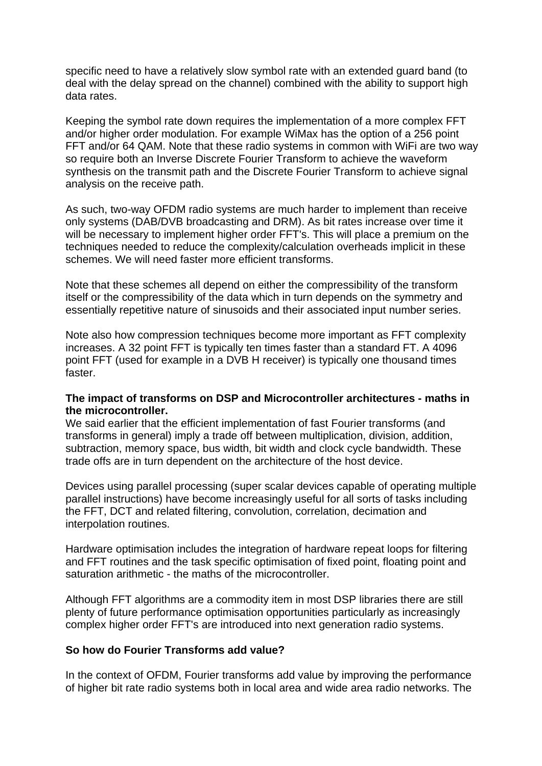specific need to have a relatively slow symbol rate with an extended guard band (to deal with the delay spread on the channel) combined with the ability to support high data rates.

Keeping the symbol rate down requires the implementation of a more complex FFT and/or higher order modulation. For example WiMax has the option of a 256 point FFT and/or 64 QAM. Note that these radio systems in common with WiFi are two way so require both an Inverse Discrete Fourier Transform to achieve the waveform synthesis on the transmit path and the Discrete Fourier Transform to achieve signal analysis on the receive path.

As such, two-way OFDM radio systems are much harder to implement than receive only systems (DAB/DVB broadcasting and DRM). As bit rates increase over time it will be necessary to implement higher order FFT's. This will place a premium on the techniques needed to reduce the complexity/calculation overheads implicit in these schemes. We will need faster more efficient transforms.

Note that these schemes all depend on either the compressibility of the transform itself or the compressibility of the data which in turn depends on the symmetry and essentially repetitive nature of sinusoids and their associated input number series.

Note also how compression techniques become more important as FFT complexity increases. A 32 point FFT is typically ten times faster than a standard FT. A 4096 point FFT (used for example in a DVB H receiver) is typically one thousand times faster.

**The impact of transforms on DSP and Microcontroller architectures - maths in the microcontroller.**

We said earlier that the efficient implementation of fast Fourier transforms (and transforms in general) imply a trade off between multiplication, division, addition, subtraction, memory space, bus width, bit width and clock cycle bandwidth. These trade offs are in turn dependent on the architecture of the host device.

Devices using parallel processing (super scalar devices capable of operating multiple parallel instructions) have become increasingly useful for all sorts of tasks including the FFT, DCT and related filtering, convolution, correlation, decimation and interpolation routines.

Hardware optimisation includes the integration of hardware repeat loops for filtering and FFT routines and the task specific optimisation of fixed point, floating point and saturation arithmetic - the maths of the microcontroller.

Although FFT algorithms are a commodity item in most DSP libraries there are still plenty of future performance optimisation opportunities particularly as increasingly complex higher order FFT's are introduced into next generation radio systems.

**So how do Fourier Transforms add value?**

In the context of OFDM, Fourier transforms add value by improving the performance of higher bit rate radio systems both in local area and wide area radio networks. The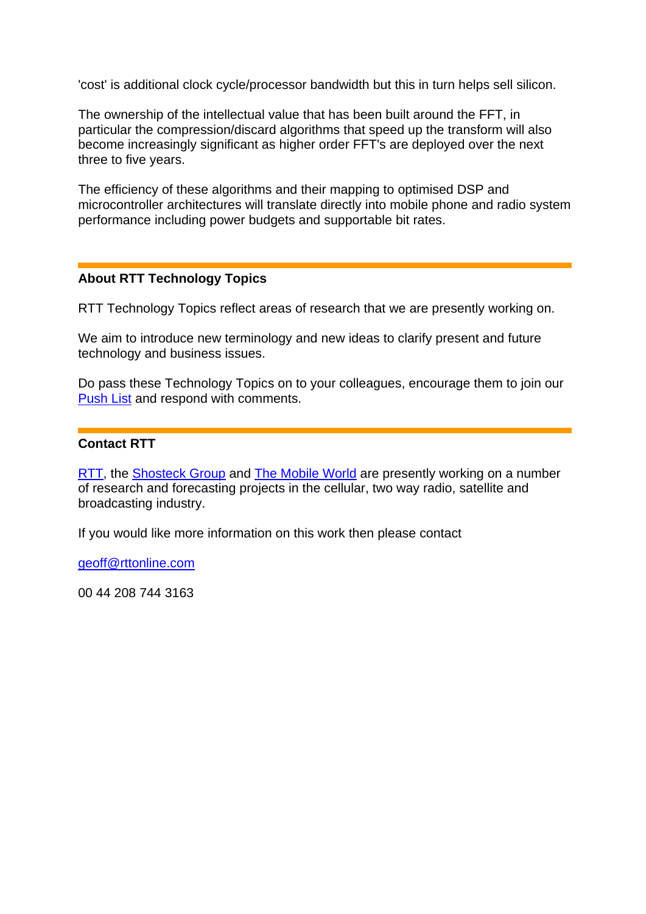'cost' is additional clock cycle/processor bandwidth but this in turn helps sell silicon.

The ownership of the intellectual value that has been built around the FFT, in particular the compression/discard algorithms that speed up the transform will also become increasingly significant as higher order FFT's are deployed over the next three to five years.

The efficiency of these algorithms and their mapping to optimised DSP and microcontroller architectures will translate directly into mobile phone and radio system performance including power budgets and supportable bit rates.

---

**About RTT Technology Topics**

RTT Technology Topics reflect areas of research that we are presently working on.

We aim to introduce new terminology and new ideas to clarify present and future technology and business issues.

Do pass these Technology Topics on to your colleagues, encourage them to join our Push List and respond with comments.

---

**Contact RTT**

RTT, the Shosteck Group and The Mobile World are presently working on a number of research and forecasting projects in the cellular, two way radio, satellite and broadcasting industry.

If you would like more information on this work then please contact

geoff@rttonline.com

00 44 208 744 3163